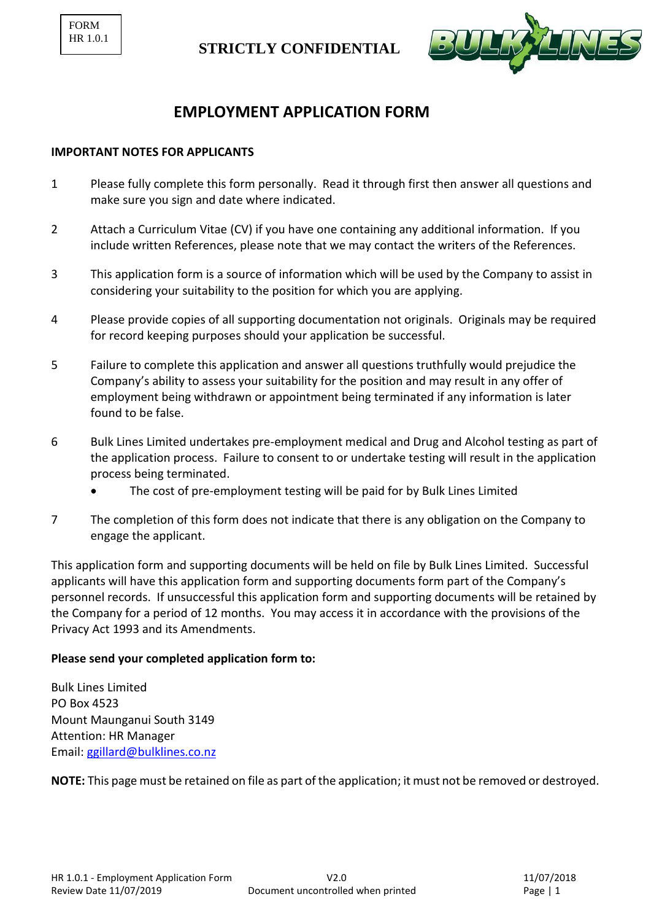FORM HR 1.0.1

**STRICTLY CONFIDENTIAL**

# EMPLOYMENT APPLICATION FORM

**IMPORTANT NOTES FOR APPLICANTS**

1. Please fully complete this form personally. Read it through first then answer all questions and make sure you sign and date where indicated.

2. Attach a Curriculum Vitae (CV) if you have one containing any additional information. If you include written References, please note that we may contact the writers of the References.

3. This application form is a source of information which will be used by the Company to assist in considering your suitability to the position for which you are applying.

4. Please provide copies of all supporting documentation not originals. Originals may be required for record keeping purposes should your application be successful.

5. Failure to complete this application and answer all questions truthfully would prejudice the Company's ability to assess your suitability for the position and may result in any offer of employment being withdrawn or appointment being terminated if any information is later found to be false.

6. Bulk Lines Limited undertakes pre-employment medical and Drug and Alcohol testing as part of the application process. Failure to consent to or undertake testing will result in the application process being terminated.
   - The cost of pre-employment testing will be paid for by Bulk Lines Limited

7. The completion of this form does not indicate that there is any obligation on the Company to engage the applicant.

This application form and supporting documents will be held on file by Bulk Lines Limited. Successful applicants will have this application form and supporting documents form part of the Company's personnel records. If unsuccessful this application form and supporting documents will be retained by the Company for a period of 12 months. You may access it in accordance with the provisions of the Privacy Act 1993 and its Amendments.

**Please send your completed application form to:**

Bulk Lines Limited
PO Box 4523
Mount Maunganui South 3149
Attention: HR Manager
Email: ggillard@bulklines.co.nz

**NOTE:** This page must be retained on file as part of the application; it must not be removed or destroyed.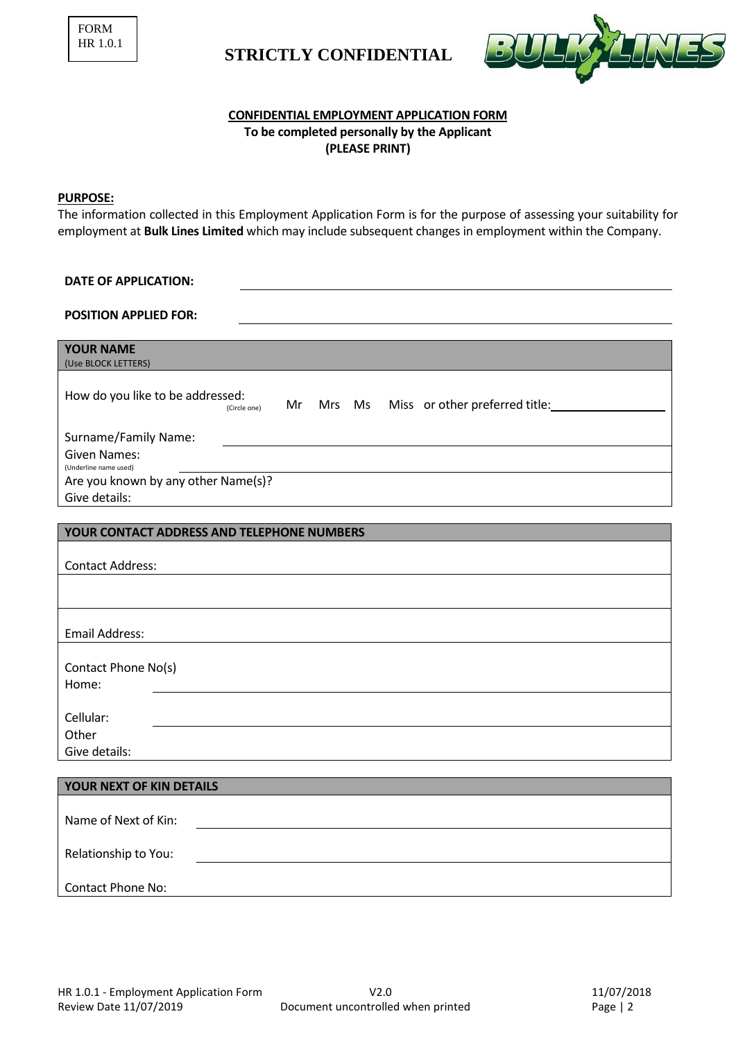FORM HR 1.0.1

**STRICTLY CONFIDENTIAL**

**CONFIDENTIAL EMPLOYMENT APPLICATION FORM**
**To be completed personally by the Applicant**
**(PLEASE PRINT)**

**PURPOSE:**
The information collected in this Employment Application Form is for the purpose of assessing your suitability for employment at **Bulk Lines Limited** which may include subsequent changes in employment within the Company.

**DATE OF APPLICATION:** \_\_\_\_\_\_\_\_\_\_\_\_\_\_\_\_\_\_\_\_

**POSITION APPLIED FOR:** \_\_\_\_\_\_\_\_\_\_\_\_\_\_\_\_\_\_\_\_

| **YOUR NAME** (Use BLOCK LETTERS) |
|---|
| How do you like to be addressed: (Circle one) Mr Mrs Ms Miss or other preferred title: \_\_\_\_\_\_\_\_\_\_ |
| Surname/Family Name: |
| Given Names: (Underline name used) |
| Are you known by any other Name(s)? Give details: |

| **YOUR CONTACT ADDRESS AND TELEPHONE NUMBERS** |
|---|
| Contact Address: |
| |
| Email Address: |
| Contact Phone No(s) Home: |
| Cellular: |
| Other Give details: |

| **YOUR NEXT OF KIN DETAILS** |
|---|
| Name of Next of Kin: |
| Relationship to You: |
| Contact Phone No: |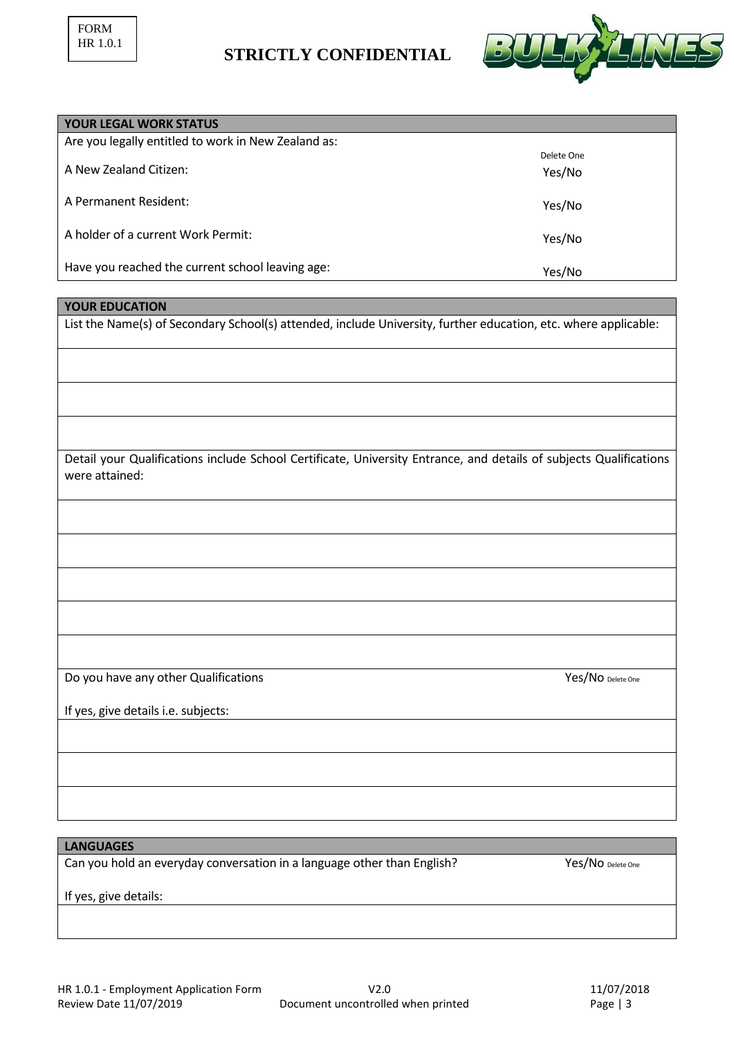FORM
HR 1.0.1

**STRICTLY CONFIDENTIAL**

| **YOUR LEGAL WORK STATUS** | |
|---|---|
| Are you legally entitled to work in New Zealand as: | Delete One |
| A New Zealand Citizen: | Yes/No |
| A Permanent Resident: | Yes/No |
| A holder of a current Work Permit: | Yes/No |
| Have you reached the current school leaving age: | Yes/No |

| **YOUR EDUCATION** | |
|---|---|
| List the Name(s) of Secondary School(s) attended, include University, further education, etc. where applicable: | |
| | |
| | |
| | |
| Detail your Qualifications include School Certificate, University Entrance, and details of subjects Qualifications were attained: | |
| | |
| | |
| | |
| | |
| | |
| Do you have any other Qualifications | Yes/No Delete One |
| If yes, give details i.e. subjects: | |
| | |
| | |
| | |

| **LANGUAGES** | |
|---|---|
| Can you hold an everyday conversation in a language other than English? | Yes/No Delete One |
| If yes, give details: | |
| | |

HR 1.0.1 - Employment Application Form | V2.0 | 11/07/2018
Review Date 11/07/2019 | Document uncontrolled when printed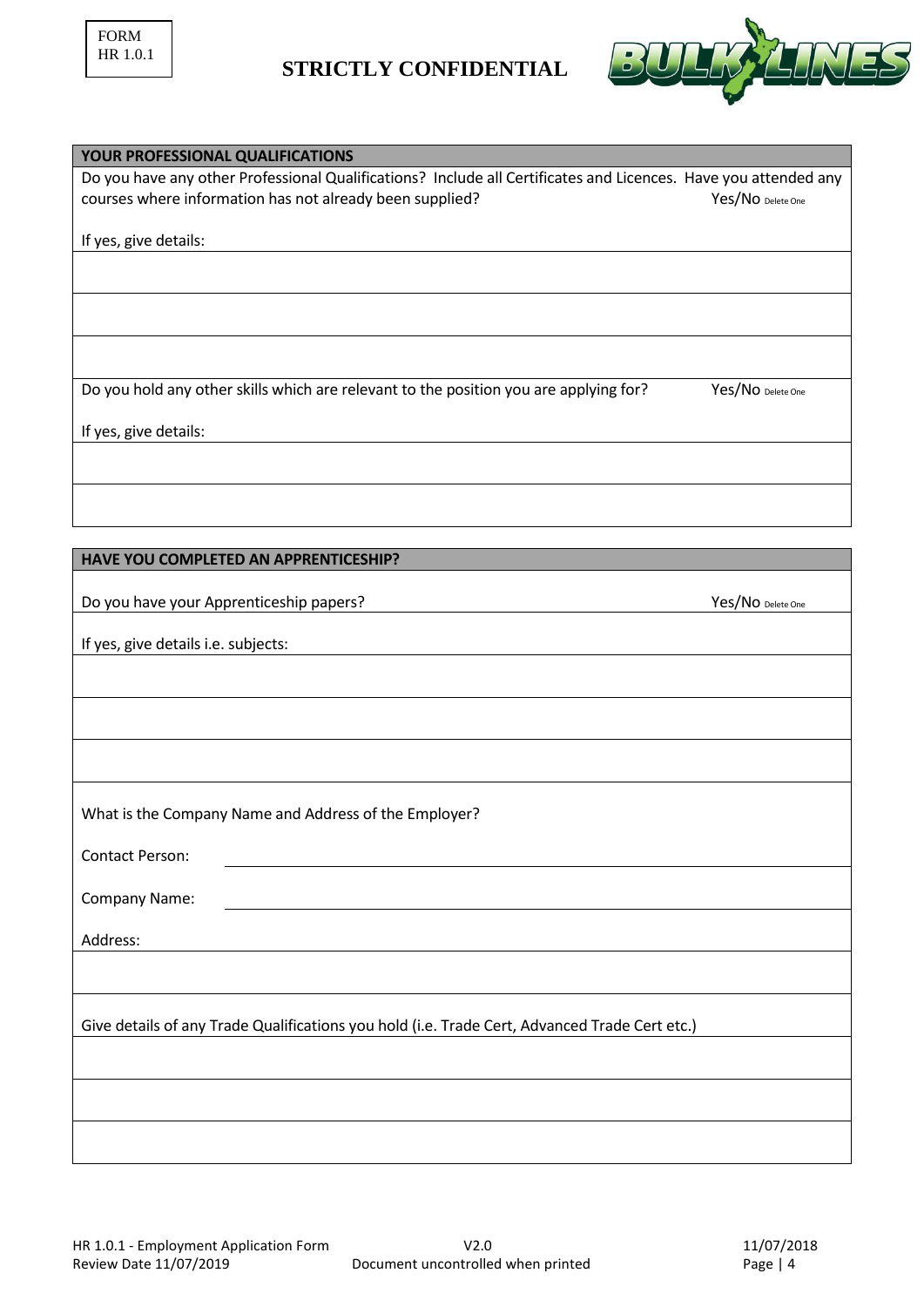FORM
HR 1.0.1

**STRICTLY CONFIDENTIAL**

## YOUR PROFESSIONAL QUALIFICATIONS

Do you have any other Professional Qualifications? Include all Certificates and Licences. Have you attended any courses where information has not already been supplied? Yes/No Delete One

If yes, give details:

Do you hold any other skills which are relevant to the position you are applying for? Yes/No Delete One

If yes, give details:

## HAVE YOU COMPLETED AN APPRENTICESHIP?

Do you have your Apprenticeship papers? Yes/No Delete One

If yes, give details i.e. subjects:

What is the Company Name and Address of the Employer?

Contact Person:

Company Name:

Address:

Give details of any Trade Qualifications you hold (i.e. Trade Cert, Advanced Trade Cert etc.)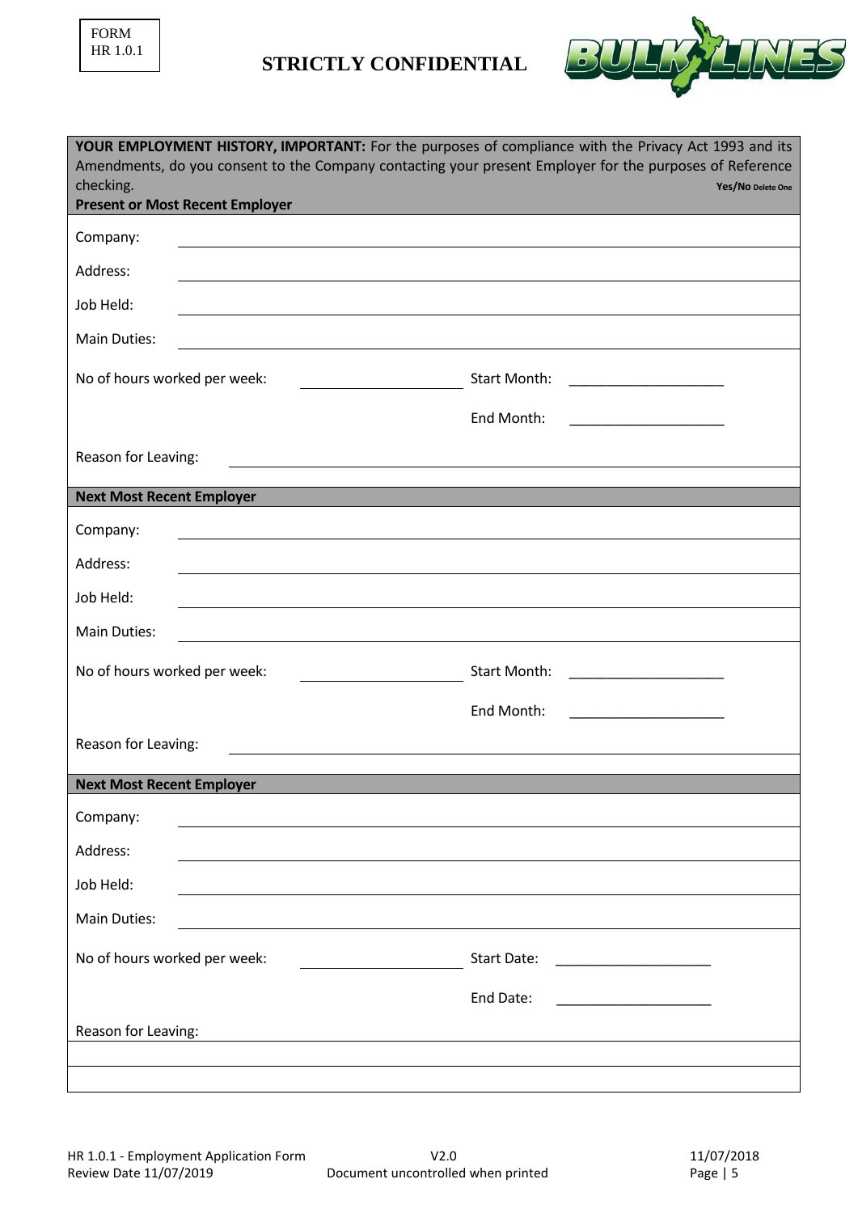FORM HR 1.0.1

**STRICTLY CONFIDENTIAL**

**YOUR EMPLOYMENT HISTORY, IMPORTANT:** For the purposes of compliance with the Privacy Act 1993 and its Amendments, do you consent to the Company contacting your present Employer for the purposes of Reference checking. **Yes/No** Delete One

**Present or Most Recent Employer**

Company: ____________________

Address: ____________________

Job Held: ____________________

Main Duties: ____________________

No of hours worked per week: ____________________ Start Month: ____________________

End Month: ____________________

Reason for Leaving: ____________________

**Next Most Recent Employer**

Company: ____________________

Address: ____________________

Job Held: ____________________

Main Duties: ____________________

No of hours worked per week: ____________________ Start Month: ____________________

End Month: ____________________

Reason for Leaving: ____________________

**Next Most Recent Employer**

Company: ____________________

Address: ____________________

Job Held: ____________________

Main Duties: ____________________

No of hours worked per week: ____________________ Start Date: ____________________

End Date: ____________________

Reason for Leaving: ____________________

HR 1.0.1 - Employment Application Form V2.0 11/07/2018
Review Date 11/07/2019 Document uncontrolled when printed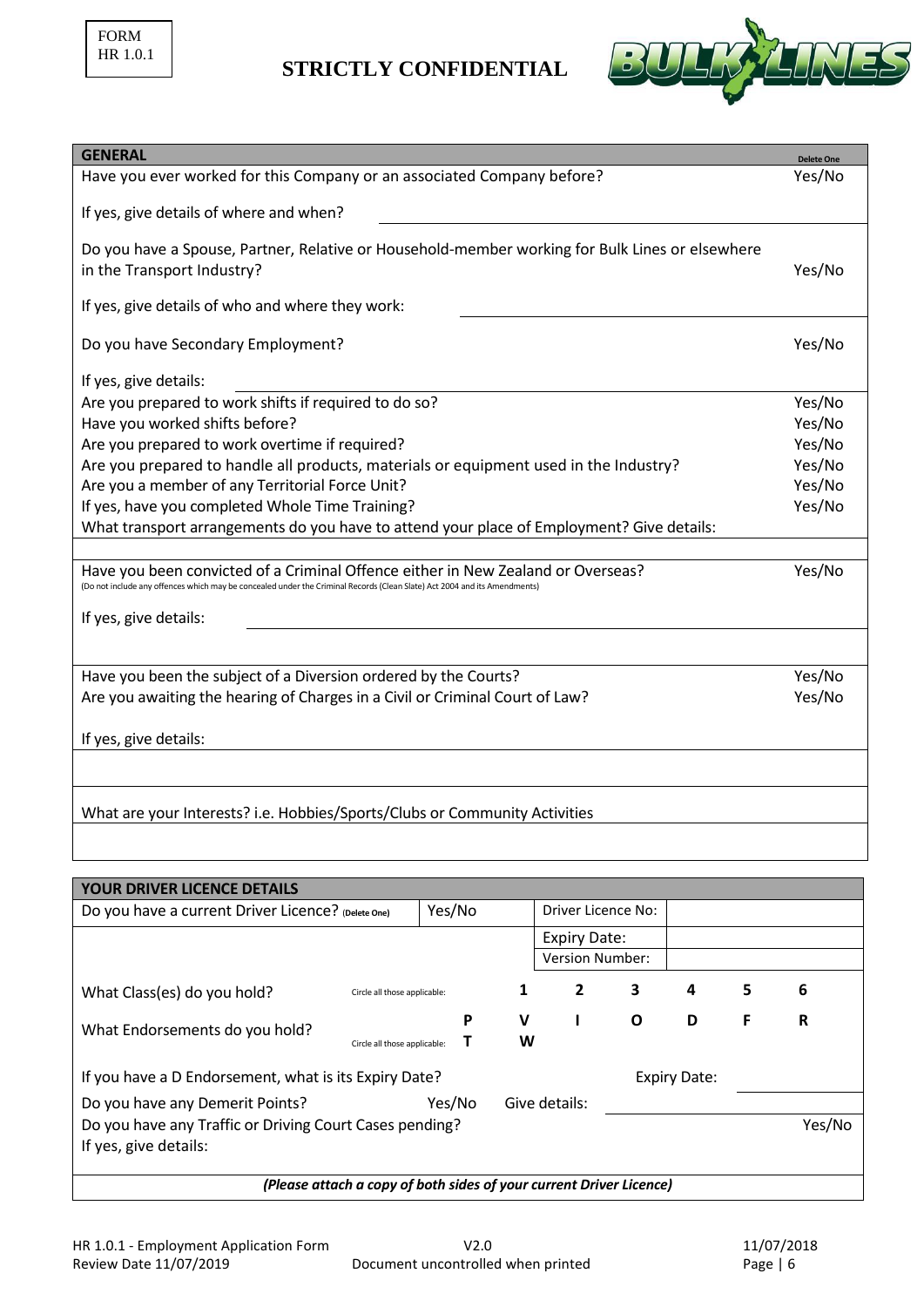FORM
HR 1.0.1

**STRICTLY CONFIDENTIAL**

| GENERAL | Delete One |
|---|---|
| Have you ever worked for this Company or an associated Company before? | Yes/No |
| If yes, give details of where and when? | |
| Do you have a Spouse, Partner, Relative or Household-member working for Bulk Lines or elsewhere in the Transport Industry? | Yes/No |
| If yes, give details of who and where they work: | |
| Do you have Secondary Employment? | Yes/No |
| If yes, give details: | |
| Are you prepared to work shifts if required to do so? | Yes/No |
| Have you worked shifts before? | Yes/No |
| Are you prepared to work overtime if required? | Yes/No |
| Are you prepared to handle all products, materials or equipment used in the Industry? | Yes/No |
| Are you a member of any Territorial Force Unit? | Yes/No |
| If yes, have you completed Whole Time Training? | Yes/No |
| What transport arrangements do you have to attend your place of Employment? Give details: | |
| | |
| Have you been convicted of a Criminal Offence either in New Zealand or Overseas? (Do not include any offences which may be concealed under the Criminal Records (Clean Slate) Act 2004 and its Amendments) | Yes/No |
| If yes, give details: | |
| | |
| Have you been the subject of a Diversion ordered by the Courts? | Yes/No |
| Are you awaiting the hearing of Charges in a Civil or Criminal Court of Law? | Yes/No |
| If yes, give details: | |
| | |
| What are your Interests? i.e. Hobbies/Sports/Clubs or Community Activities | |
| | |

| YOUR DRIVER LICENCE DETAILS | | | | | | | | |
|---|---|---|---|---|---|---|---|---|
| Do you have a current Driver Licence? (Delete One) | Yes/No | | Driver Licence No: | | | | | |
| | | | Expiry Date: | | | | | |
| | | | Version Number: | | | | | |
| What Class(es) do you hold? (Circle all those applicable:) | | 1 | 2 | 3 | 4 | 5 | 6 | |
| What Endorsements do you hold? (Circle all those applicable:) | P T | V W | I | O | D | F | R | |
| If you have a D Endorsement, what is its Expiry Date? | | | | Expiry Date: | | | | |
| Do you have any Demerit Points? | Yes/No | Give details: | | | | | | |
| Do you have any Traffic or Driving Court Cases pending? | | | | | | | | Yes/No |
| If yes, give details: | | | | | | | | |
| ***(Please attach a copy of both sides of your current Driver Licence)*** | | | | | | | | |

HR 1.0.1 - Employment Application Form | V2.0 | 11/07/2018
Review Date 11/07/2019 | Document uncontrolled when printed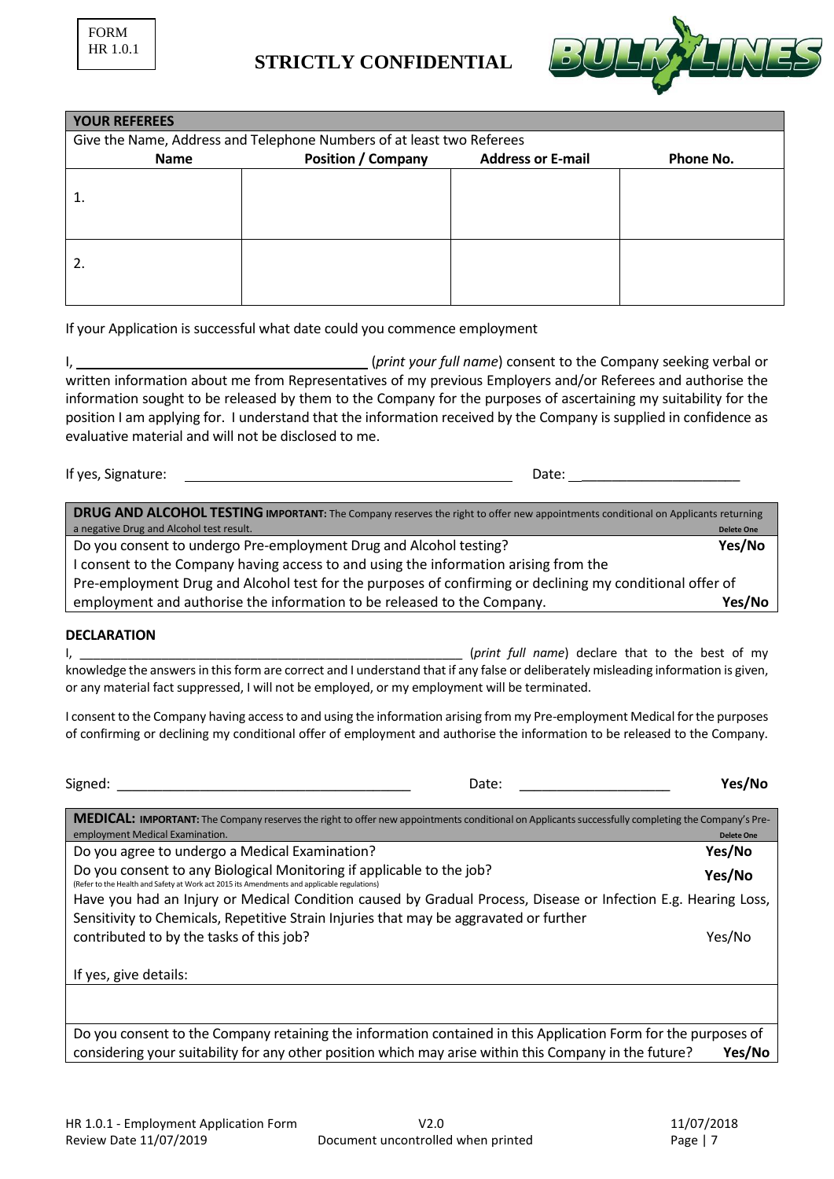FORM HR 1.0.1

**STRICTLY CONFIDENTIAL**

| **YOUR REFEREES** | | | |
|---|---|---|---|
| Give the Name, Address and Telephone Numbers of at least two Referees | | | |
| **Name** | **Position / Company** | **Address or E-mail** | **Phone No.** |
| 1. | | | |
| 2. | | | |

If your Application is successful what date could you commence employment

I, ______________________________ (*print your full name*) consent to the Company seeking verbal or written information about me from Representatives of my previous Employers and/or Referees and authorise the information sought to be released by them to the Company for the purposes of ascertaining my suitability for the position I am applying for. I understand that the information received by the Company is supplied in confidence as evaluative material and will not be disclosed to me.

If yes, Signature: ______________________________ Date: ____________________

| **DRUG AND ALCOHOL TESTING** **IMPORTANT:** The Company reserves the right to offer new appointments conditional on Applicants returning a negative Drug and Alcohol test result. | **Delete One** |
|---|---|
| Do you consent to undergo Pre-employment Drug and Alcohol testing? | **Yes/No** |
| I consent to the Company having access to and using the information arising from the Pre-employment Drug and Alcohol test for the purposes of confirming or declining my conditional offer of employment and authorise the information to be released to the Company. | **Yes/No** |

**DECLARATION**

I, ______________________________ (*print full name*) declare that to the best of my knowledge the answers in this form are correct and I understand that if any false or deliberately misleading information is given, or any material fact suppressed, I will not be employed, or my employment will be terminated.

I consent to the Company having access to and using the information arising from my Pre-employment Medical for the purposes of confirming or declining my conditional offer of employment and authorise the information to be released to the Company.

Signed: ______________________________ Date: ____________________ **Yes/No**

| **MEDICAL:** **IMPORTANT:** The Company reserves the right to offer new appointments conditional on Applicants successfully completing the Company's Pre-employment Medical Examination. | **Delete One** |
|---|---|
| Do you agree to undergo a Medical Examination? | **Yes/No** |
| Do you consent to any Biological Monitoring if applicable to the job? (Refer to the Health and Safety at Work act 2015 its Amendments and applicable regulations) | **Yes/No** |
| Have you had an Injury or Medical Condition caused by Gradual Process, Disease or Infection E.g. Hearing Loss, Sensitivity to Chemicals, Repetitive Strain Injuries that may be aggravated or further contributed to by the tasks of this job? | Yes/No |
| If yes, give details: | |
| | |
| Do you consent to the Company retaining the information contained in this Application Form for the purposes of considering your suitability for any other position which may arise within this Company in the future? | **Yes/No** |

HR 1.0.1 - Employment Application Form V2.0 11/07/2018
Review Date 11/07/2019 Document uncontrolled when printed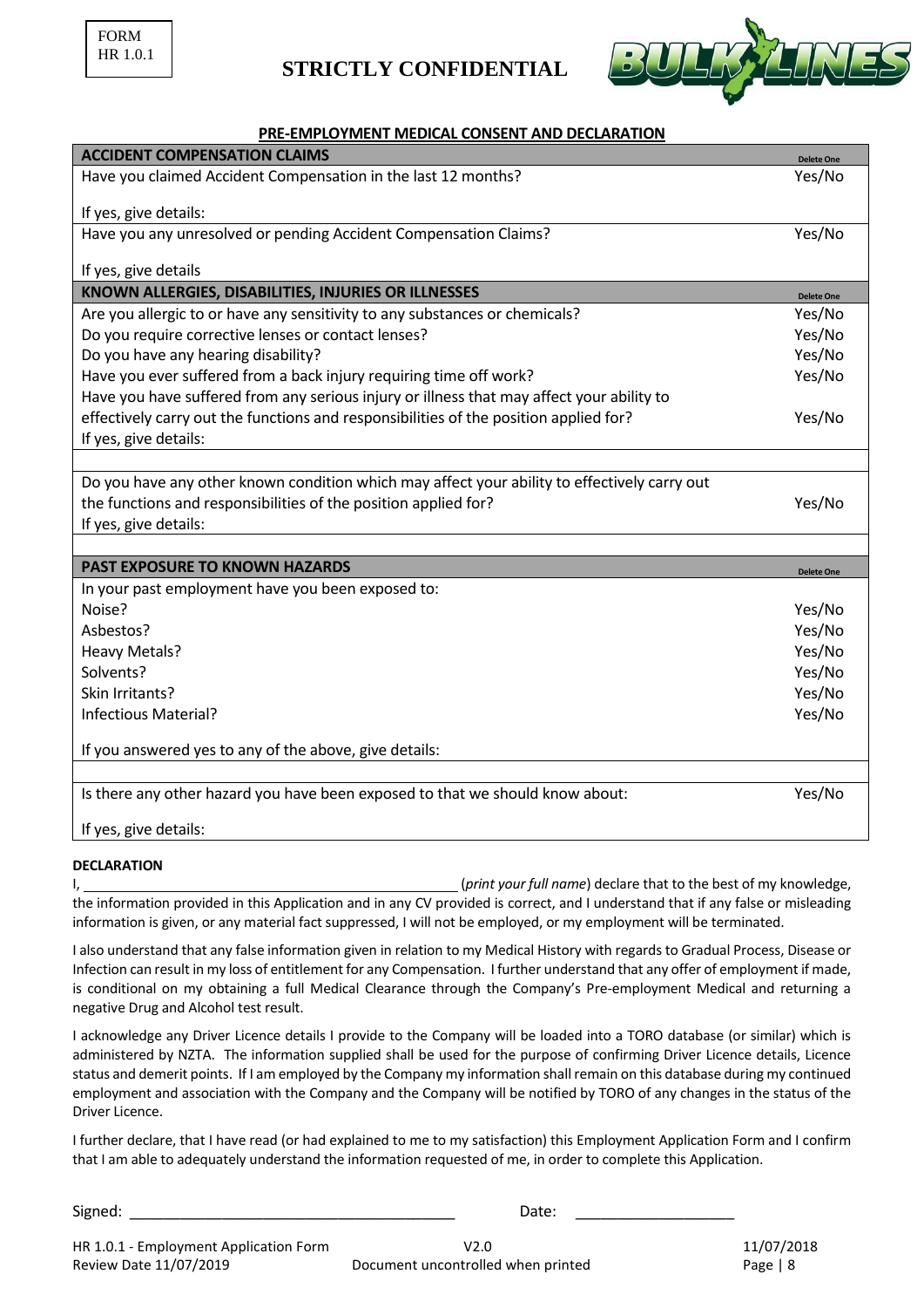FORM
HR 1.0.1

**STRICTLY CONFIDENTIAL**

## PRE-EMPLOYMENT MEDICAL CONSENT AND DECLARATION

| **ACCIDENT COMPENSATION CLAIMS** | **Delete One** |
|---|---|
| Have you claimed Accident Compensation in the last 12 months? | Yes/No |
| If yes, give details: | |
| Have you any unresolved or pending Accident Compensation Claims? | Yes/No |
| If yes, give details | |
| **KNOWN ALLERGIES, DISABILITIES, INJURIES OR ILLNESSES** | **Delete One** |
| Are you allergic to or have any sensitivity to any substances or chemicals? | Yes/No |
| Do you require corrective lenses or contact lenses? | Yes/No |
| Do you have any hearing disability? | Yes/No |
| Have you ever suffered from a back injury requiring time off work? | Yes/No |
| Have you have suffered from any serious injury or illness that may affect your ability to effectively carry out the functions and responsibilities of the position applied for? | Yes/No |
| If yes, give details: | |
| | |
| Do you have any other known condition which may affect your ability to effectively carry out the functions and responsibilities of the position applied for? | Yes/No |
| If yes, give details: | |
| | |
| **PAST EXPOSURE TO KNOWN HAZARDS** | **Delete One** |
| In your past employment have you been exposed to: | |
| Noise? | Yes/No |
| Asbestos? | Yes/No |
| Heavy Metals? | Yes/No |
| Solvents? | Yes/No |
| Skin Irritants? | Yes/No |
| Infectious Material? | Yes/No |
| If you answered yes to any of the above, give details: | |
| | |
| Is there any other hazard you have been exposed to that we should know about: | Yes/No |
| If yes, give details: | |

**DECLARATION**

I, _______________________________________________ (*print your full name*) declare that to the best of my knowledge, the information provided in this Application and in any CV provided is correct, and I understand that if any false or misleading information is given, or any material fact suppressed, I will not be employed, or my employment will be terminated.

I also understand that any false information given in relation to my Medical History with regards to Gradual Process, Disease or Infection can result in my loss of entitlement for any Compensation. I further understand that any offer of employment if made, is conditional on my obtaining a full Medical Clearance through the Company's Pre-employment Medical and returning a negative Drug and Alcohol test result.

I acknowledge any Driver Licence details I provide to the Company will be loaded into a TORO database (or similar) which is administered by NZTA. The information supplied shall be used for the purpose of confirming Driver Licence details, Licence status and demerit points. If I am employed by the Company my information shall remain on this database during my continued employment and association with the Company and the Company will be notified by TORO of any changes in the status of the Driver Licence.

I further declare, that I have read (or had explained to me to my satisfaction) this Employment Application Form and I confirm that I am able to adequately understand the information requested of me, in order to complete this Application.

Signed: _______________________________________ Date: ___________________

HR 1.0.1 - Employment Application Form | V2.0 | 11/07/2018
Review Date 11/07/2019 | Document uncontrolled when printed